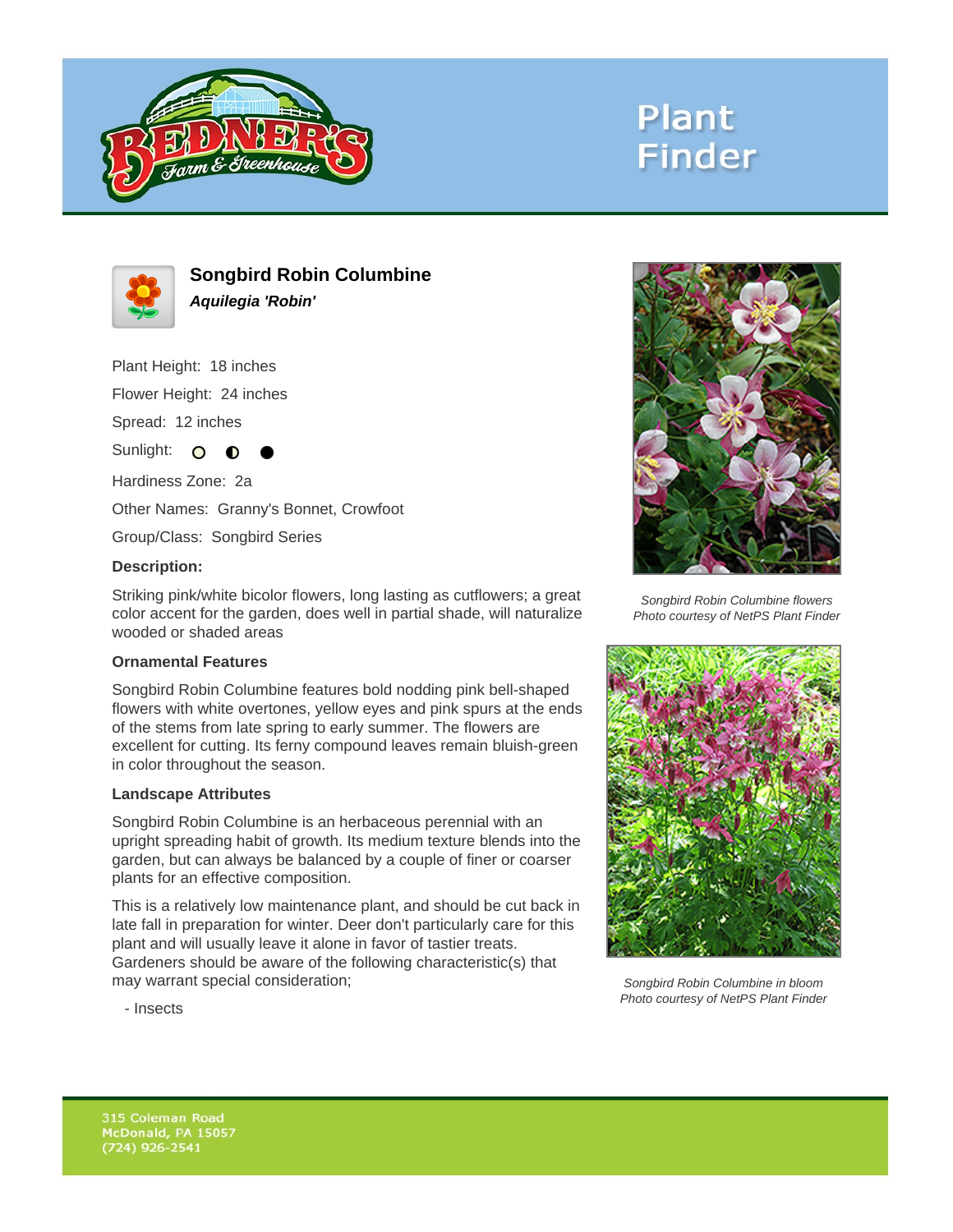# Plant Finder

## Songbird Robin Columbine

***Aquilegia 'Robin'***

Plant Height: 18 inches

Flower Height: 24 inches

Spread: 12 inches

Sunlight:

Hardiness Zone: 2a

Other Names: Granny's Bonnet, Crowfoot

Group/Class: Songbird Series

**Description:**

Striking pink/white bicolor flowers, long lasting as cutflowers; a great color accent for the garden, does well in partial shade, will naturalize wooded or shaded areas

### Ornamental Features

Songbird Robin Columbine features bold nodding pink bell-shaped flowers with white overtones, yellow eyes and pink spurs at the ends of the stems from late spring to early summer. The flowers are excellent for cutting. Its ferny compound leaves remain bluish-green in color throughout the season.

### Landscape Attributes

Songbird Robin Columbine is an herbaceous perennial with an upright spreading habit of growth. Its medium texture blends into the garden, but can always be balanced by a couple of finer or coarser plants for an effective composition.

This is a relatively low maintenance plant, and should be cut back in late fall in preparation for winter. Deer don't particularly care for this plant and will usually leave it alone in favor of tastier treats. Gardeners should be aware of the following characteristic(s) that may warrant special consideration;

- Insects

*Songbird Robin Columbine flowers*
*Photo courtesy of NetPS Plant Finder*

*Songbird Robin Columbine in bloom*
*Photo courtesy of NetPS Plant Finder*

315 Coleman Road
McDonald, PA 15057
(724) 926-2541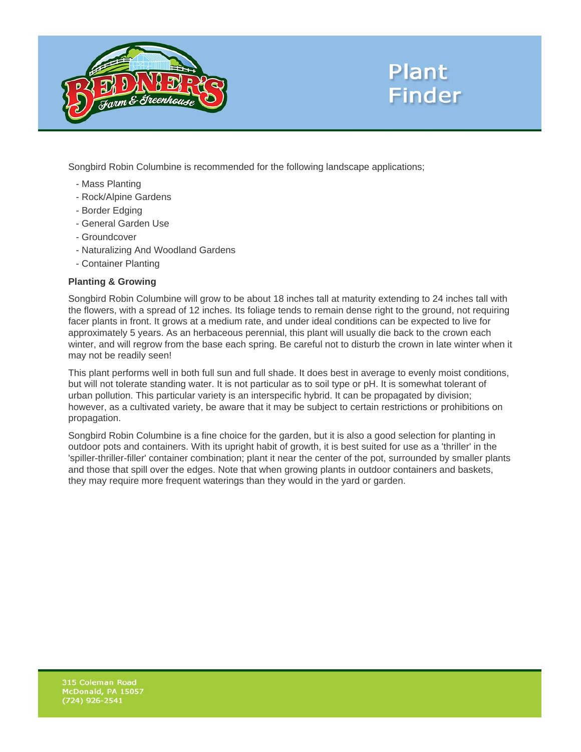Songbird Robin Columbine is recommended for the following landscape applications;

- Mass Planting
- Rock/Alpine Gardens
- Border Edging
- General Garden Use
- Groundcover
- Naturalizing And Woodland Gardens
- Container Planting

**Planting & Growing**

Songbird Robin Columbine will grow to be about 18 inches tall at maturity extending to 24 inches tall with the flowers, with a spread of 12 inches. Its foliage tends to remain dense right to the ground, not requiring facer plants in front. It grows at a medium rate, and under ideal conditions can be expected to live for approximately 5 years. As an herbaceous perennial, this plant will usually die back to the crown each winter, and will regrow from the base each spring. Be careful not to disturb the crown in late winter when it may not be readily seen!

This plant performs well in both full sun and full shade. It does best in average to evenly moist conditions, but will not tolerate standing water. It is not particular as to soil type or pH. It is somewhat tolerant of urban pollution. This particular variety is an interspecific hybrid. It can be propagated by division; however, as a cultivated variety, be aware that it may be subject to certain restrictions or prohibitions on propagation.

Songbird Robin Columbine is a fine choice for the garden, but it is also a good selection for planting in outdoor pots and containers. With its upright habit of growth, it is best suited for use as a 'thriller' in the 'spiller-thriller-filler' container combination; plant it near the center of the pot, surrounded by smaller plants and those that spill over the edges. Note that when growing plants in outdoor containers and baskets, they may require more frequent waterings than they would in the yard or garden.